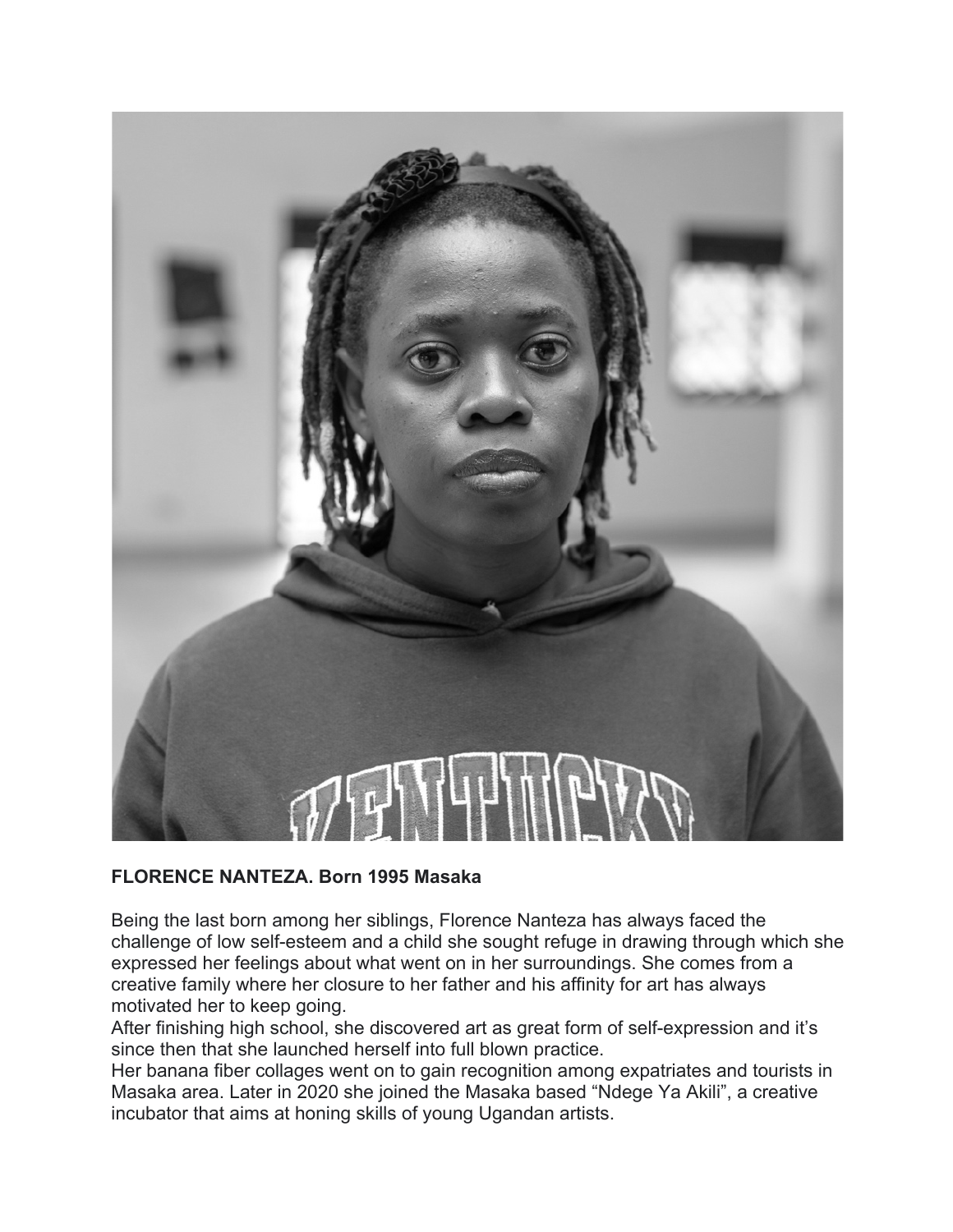**FLORENCE NANTEZA. Born 1995 Masaka**

Being the last born among her siblings, Florence Nanteza has always faced the challenge of low self-esteem and a child she sought refuge in drawing through which she expressed her feelings about what went on in her surroundings. She comes from a creative family where her closure to her father and his affinity for art has always motivated her to keep going.
After finishing high school, she discovered art as great form of self-expression and it's since then that she launched herself into full blown practice.
Her banana fiber collages went on to gain recognition among expatriates and tourists in Masaka area. Later in 2020 she joined the Masaka based "Ndege Ya Akili", a creative incubator that aims at honing skills of young Ugandan artists.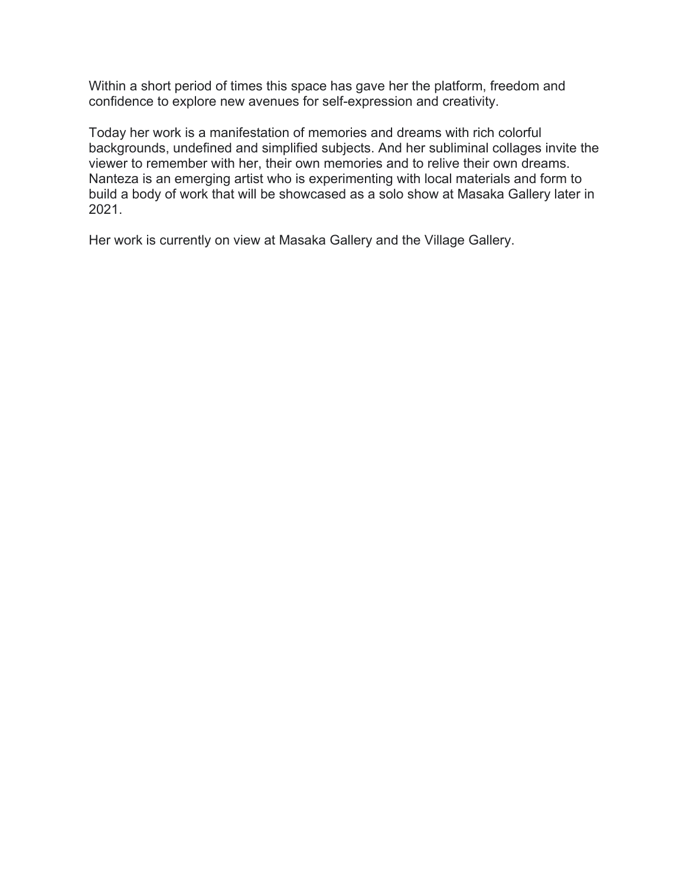Within a short period of times this space has gave her the platform, freedom and confidence to explore new avenues for self-expression and creativity.

Today her work is a manifestation of memories and dreams with rich colorful backgrounds, undefined and simplified subjects. And her subliminal collages invite the viewer to remember with her, their own memories and to relive their own dreams. Nanteza is an emerging artist who is experimenting with local materials and form to build a body of work that will be showcased as a solo show at Masaka Gallery later in 2021.

Her work is currently on view at Masaka Gallery and the Village Gallery.